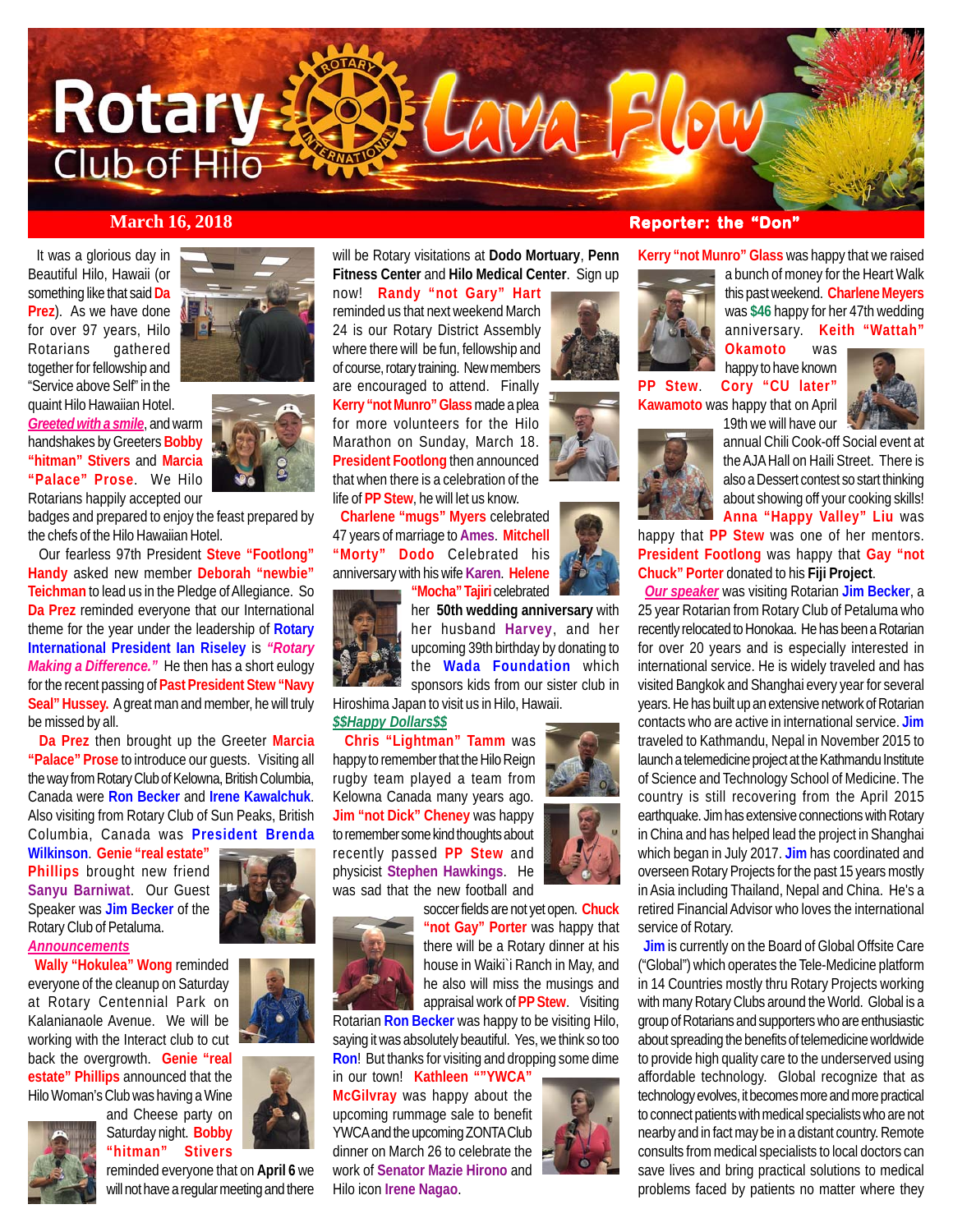# Rotary Club of Hilo — Lava Flow

**March 16, 2018** — **Reporter: the "Don"**

It was a glorious day in Beautiful Hilo, Hawaii (or something like that said **Da Prez**). As we have done for over 97 years, Hilo Rotarians gathered together for fellowship and "Service above Self" in the quaint Hilo Hawaiian Hotel. ***Greeted with a smile***, and warm handshakes by Greeters **Bobby "hitman" Stivers** and **Marcia "Palace" Prose**. We Hilo Rotarians happily accepted our badges and prepared to enjoy the feast prepared by the chefs of the Hilo Hawaiian Hotel.

Our fearless 97th President **Steve "Footlong" Handy** asked new member **Deborah "newbie" Teichman** to lead us in the Pledge of Allegiance. So **Da Prez** reminded everyone that our International theme for the year under the leadership of **Rotary International President Ian Riseley** is ***"Rotary Making a Difference."*** He then has a short eulogy for the recent passing of **Past President Stew "Navy Seal" Hussey.** A great man and member, he will truly be missed by all.

**Da Prez** then brought up the Greeter **Marcia "Palace" Prose** to introduce our guests. Visiting all the way from Rotary Club of Kelowna, British Columbia, Canada were **Ron Becker** and **Irene Kawalchuk**. Also visiting from Rotary Club of Sun Peaks, British Columbia, Canada was **President Brenda Wilkinson**. **Genie "real estate" Phillips** brought new friend **Sanyu Barniwat**. Our Guest Speaker was **Jim Becker** of the Rotary Club of Petaluma.

***Announcements***

**Wally "Hokulea" Wong** reminded everyone of the cleanup on Saturday at Rotary Centennial Park on Kalanianaole Avenue. We will be working with the Interact club to cut back the overgrowth. **Genie "real estate" Phillips** announced that the Hilo Woman's Club was having a Wine and Cheese party on Saturday night. **Bobby "hitman" Stivers** reminded everyone that on **April 6** we will not have a regular meeting and there will be Rotary visitations at **Dodo Mortuary**, **Penn Fitness Center** and **Hilo Medical Center**. Sign up now! **Randy "not Gary" Hart** reminded us that next weekend March 24 is our Rotary District Assembly where there will be fun, fellowship and of course, rotary training. New members are encouraged to attend. Finally **Kerry "not Munro" Glass** made a plea for more volunteers for the Hilo Marathon on Sunday, March 18. **President Footlong** then announced that when there is a celebration of the life of **PP Stew**, he will let us know.

**Charlene "mugs" Myers** celebrated 47 years of marriage to **Ames**. **Mitchell "Morty" Dodo** Celebrated his anniversary with his wife **Karen**. **Helene "Mocha" Tajiri** celebrated her **50th wedding anniversary** with her husband **Harvey**, and her upcoming 39th birthday by donating to the **Wada Foundation** which sponsors kids from our sister club in Hiroshima Japan to visit us in Hilo, Hawaii.

***$$Happy Dollars$$***

**Chris "Lightman" Tamm** was happy to remember that the Hilo Reign rugby team played a team from Kelowna Canada many years ago. **Jim "not Dick" Cheney** was happy to remember some kind thoughts about recently passed **PP Stew** and physicist **Stephen Hawkings**. He was sad that the new football and soccer fields are not yet open. **Chuck "not Gay" Porter** was happy that there will be a Rotary dinner at his house in Waiki`i Ranch in May, and he also will miss the musings and appraisal work of **PP Stew**. Visiting Rotarian **Ron Becker** was happy to be visiting Hilo, saying it was absolutely beautiful. Yes, we think so too **Ron**! But thanks for visiting and dropping some dime in our town! **Kathleen ""YWCA" McGilvray** was happy about the upcoming rummage sale to benefit YWCA and the upcoming ZONTA Club dinner on March 26 to celebrate the work of **Senator Mazie Hirono** and Hilo icon **Irene Nagao**.

**Kerry "not Munro" Glass** was happy that we raised a bunch of money for the Heart Walk this past weekend. **Charlene Meyers** was **$46** happy for her 47th wedding anniversary. **Keith "Wattah" Okamoto** was happy to have known **PP Stew**. **Cory "CU later" Kawamoto** was happy that on April 19th we will have our annual Chili Cook-off Social event at the AJA Hall on Haili Street. There is also a Dessert contest so start thinking about showing off your cooking skills! **Anna "Happy Valley" Liu** was happy that **PP Stew** was one of her mentors. **President Footlong** was happy that **Gay "not Chuck" Porter** donated to his **Fiji Project**.

***Our speaker*** was visiting Rotarian **Jim Becker**, a 25 year Rotarian from Rotary Club of Petaluma who recently relocated to Honokaa. He has been a Rotarian for over 20 years and is especially interested in international service. He is widely traveled and has visited Bangkok and Shanghai every year for several years. He has built up an extensive network of Rotarian contacts who are active in international service. **Jim** traveled to Kathmandu, Nepal in November 2015 to launch a telemedicine project at the Kathmandu Institute of Science and Technology School of Medicine. The country is still recovering from the April 2015 earthquake. Jim has extensive connections with Rotary in China and has helped lead the project in Shanghai which began in July 2017. **Jim** has coordinated and overseen Rotary Projects for the past 15 years mostly in Asia including Thailand, Nepal and China. He's a retired Financial Advisor who loves the international service of Rotary.

**Jim** is currently on the Board of Global Offsite Care ("Global") which operates the Tele-Medicine platform in 14 Countries mostly thru Rotary Projects working with many Rotary Clubs around the World. Global is a group of Rotarians and supporters who are enthusiastic about spreading the benefits of telemedicine worldwide to provide high quality care to the underserved using affordable technology. Global recognize that as technology evolves, it becomes more and more practical to connect patients with medical specialists who are not nearby and in fact may be in a distant country. Remote consults from medical specialists to local doctors can save lives and bring practical solutions to medical problems faced by patients no matter where they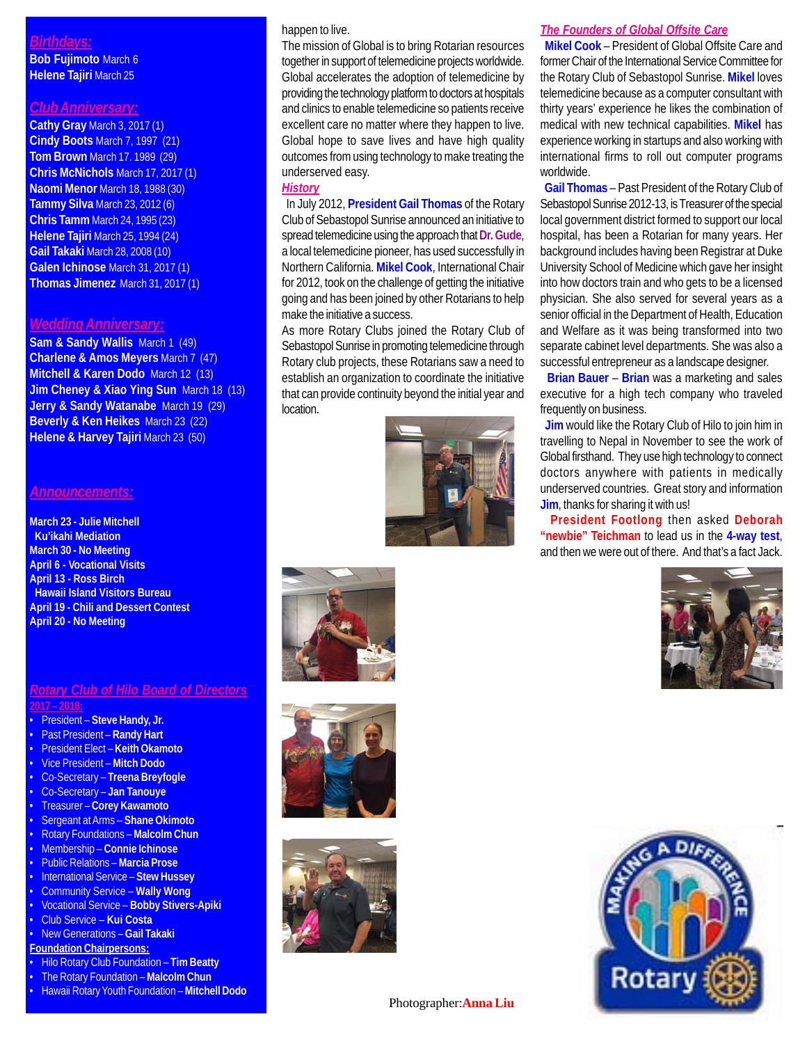## Birthdays:

**Bob Fujimoto** March 6
**Helene Tajiri** March 25

## Club Anniversary:

**Cathy Gray** March 3, 2017 (1)
**Cindy Boots** March 7, 1997 (21)
**Tom Brown** March 17. 1989 (29)
**Chris McNichols** March 17, 2017 (1)
**Naomi Menor** March 18, 1988 (30)
**Tammy Silva** March 23, 2012 (6)
**Chris Tamm** March 24, 1995 (23)
**Helene Tajiri** March 25, 1994 (24)
**Gail Takaki** March 28, 2008 (10)
**Galen Ichinose** March 31, 2017 (1)
**Thomas Jimenez** March 31, 2017 (1)

## Wedding Anniversary:

**Sam & Sandy Wallis** March 1 (49)
**Charlene & Amos Meyers** March 7 (47)
**Mitchell & Karen Dodo** March 12 (13)
**Jim Cheney & Xiao Ying Sun** March 18 (13)
**Jerry & Sandy Watanabe** March 19 (29)
**Beverly & Ken Heikes** March 23 (22)
**Helene & Harvey Tajiri** March 23 (50)

## Announcements:

**March 23 - Julie Mitchell**
**Ku'ikahi Mediation**
**March 30 - No Meeting**
**April 6 - Vocational Visits**
**April 13 - Ross Birch**
**Hawaii Island Visitors Bureau**
**April 19 - Chili and Dessert Contest**
**April 20 - No Meeting**

## Rotary Club of Hilo Board of Directors

**2017 – 2018:**

- President – **Steve Handy, Jr.**
- Past President – **Randy Hart**
- President Elect – **Keith Okamoto**
- Vice President – **Mitch Dodo**
- Co-Secretary – **Treena Breyfogle**
- Co-Secretary – **Jan Tanouye**
- Treasurer – **Corey Kawamoto**
- Sergeant at Arms – **Shane Okimoto**
- Rotary Foundations – **Malcolm Chun**
- Membership – **Connie Ichinose**
- Public Relations – **Marcia Prose**
- International Service – **Stew Hussey**
- Community Service – **Wally Wong**
- Vocational Service – **Bobby Stivers-Apiki**
- Club Service – **Kui Costa**
- New Generations – **Gail Takaki**

**Foundation Chairpersons:**

- Hilo Rotary Club Foundation – **Tim Beatty**
- The Rotary Foundation – **Malcolm Chun**
- Hawaii Rotary Youth Foundation – **Mitchell Dodo**

happen to live.

The mission of Global is to bring Rotarian resources together in support of telemedicine projects worldwide. Global accelerates the adoption of telemedicine by providing the technology platform to doctors at hospitals and clinics to enable telemedicine so patients receive excellent care no matter where they happen to live. Global hope to save lives and have high quality outcomes from using technology to make treating the underserved easy.

### History

In July 2012, **President Gail Thomas** of the Rotary Club of Sebastopol Sunrise announced an initiative to spread telemedicine using the approach that **Dr. Gude**, a local telemedicine pioneer, has used successfully in Northern California. **Mikel Cook**, International Chair for 2012, took on the challenge of getting the initiative going and has been joined by other Rotarians to help make the initiative a success.

As more Rotary Clubs joined the Rotary Club of Sebastopol Sunrise in promoting telemedicine through Rotary club projects, these Rotarians saw a need to establish an organization to coordinate the initiative that can provide continuity beyond the initial year and location.

### The Founders of Global Offsite Care

**Mikel Cook** – President of Global Offsite Care and former Chair of the International Service Committee for the Rotary Club of Sebastopol Sunrise. **Mikel** loves telemedicine because as a computer consultant with thirty years' experience he likes the combination of medical with new technical capabilities. **Mikel** has experience working in startups and also working with international firms to roll out computer programs worldwide.

**Gail Thomas** – Past President of the Rotary Club of Sebastopol Sunrise 2012-13, is Treasurer of the special local government district formed to support our local hospital, has been a Rotarian for many years. Her background includes having been Registrar at Duke University School of Medicine which gave her insight into how doctors train and who gets to be a licensed physician. She also served for several years as a senior official in the Department of Health, Education and Welfare as it was being transformed into two separate cabinet level departments. She was also a successful entrepreneur as a landscape designer.

**Brian Bauer** – **Brian** was a marketing and sales executive for a high tech company who traveled frequently on business.

**Jim** would like the Rotary Club of Hilo to join him in travelling to Nepal in November to see the work of Global firsthand. They use high technology to connect doctors anywhere with patients in medically underserved countries. Great story and information **Jim**, thanks for sharing it with us!

**President Footlong** then asked **Deborah "newbie" Teichman** to lead us in the **4-way test**, and then we were out of there. And that's a fact Jack.

Photographer: **Anna Liu**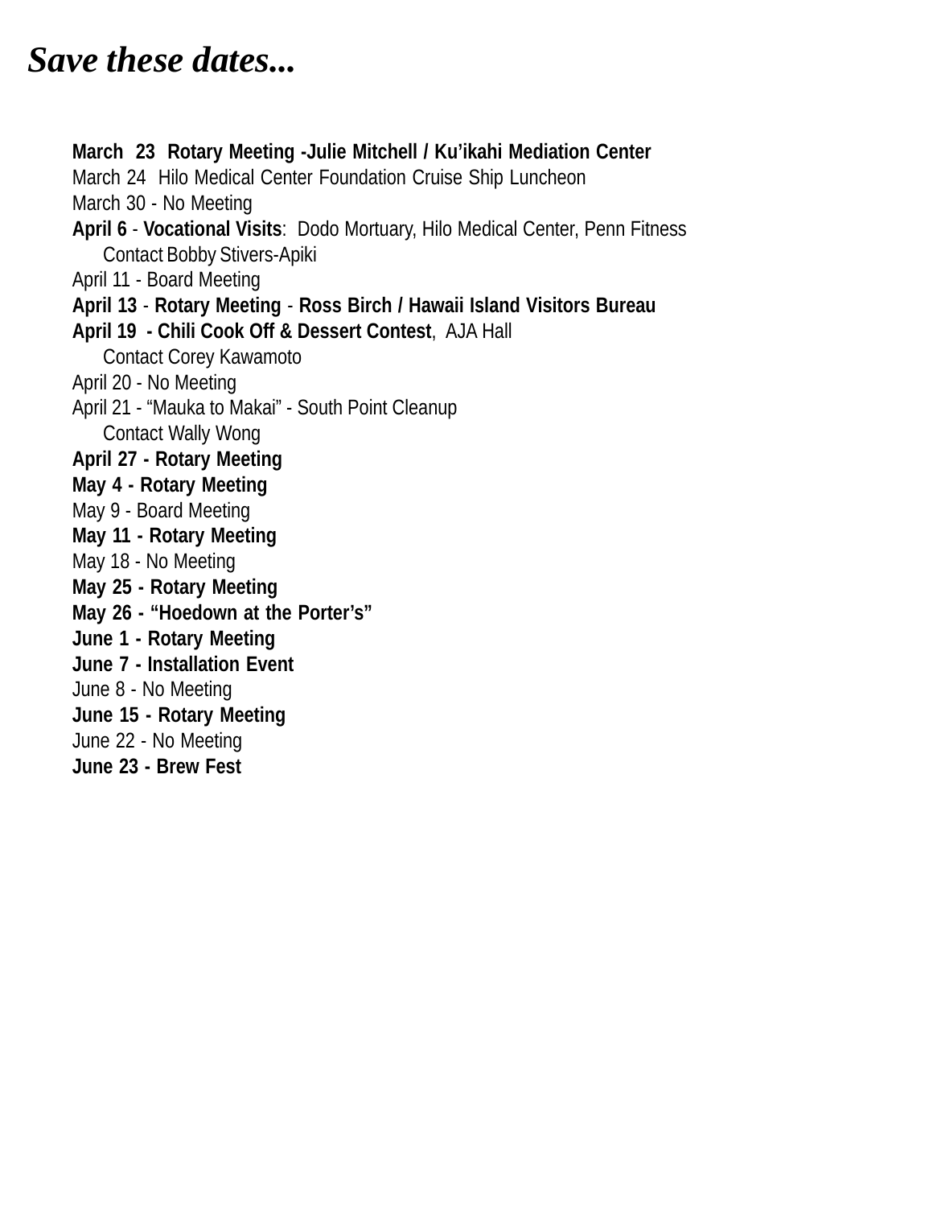# ***Save these dates...***

**March 23 Rotary Meeting -Julie Mitchell / Ku'ikahi Mediation Center**
March 24 Hilo Medical Center Foundation Cruise Ship Luncheon
March 30 - No Meeting
**April 6** - **Vocational Visits**: Dodo Mortuary, Hilo Medical Center, Penn Fitness
  Contact Bobby Stivers-Apiki
April 11 - Board Meeting
**April 13** - **Rotary Meeting** - **Ross Birch / Hawaii Island Visitors Bureau**
**April 19 - Chili Cook Off & Dessert Contest**, AJA Hall
  Contact Corey Kawamoto
April 20 - No Meeting
April 21 - "Mauka to Makai" - South Point Cleanup
  Contact Wally Wong
**April 27 - Rotary Meeting**
**May 4 - Rotary Meeting**
May 9 - Board Meeting
**May 11 - Rotary Meeting**
May 18 - No Meeting
**May 25 - Rotary Meeting**
**May 26 - "Hoedown at the Porter's"**
**June 1 - Rotary Meeting**
**June 7 - Installation Event**
June 8 - No Meeting
**June 15 - Rotary Meeting**
June 22 - No Meeting
**June 23 - Brew Fest**